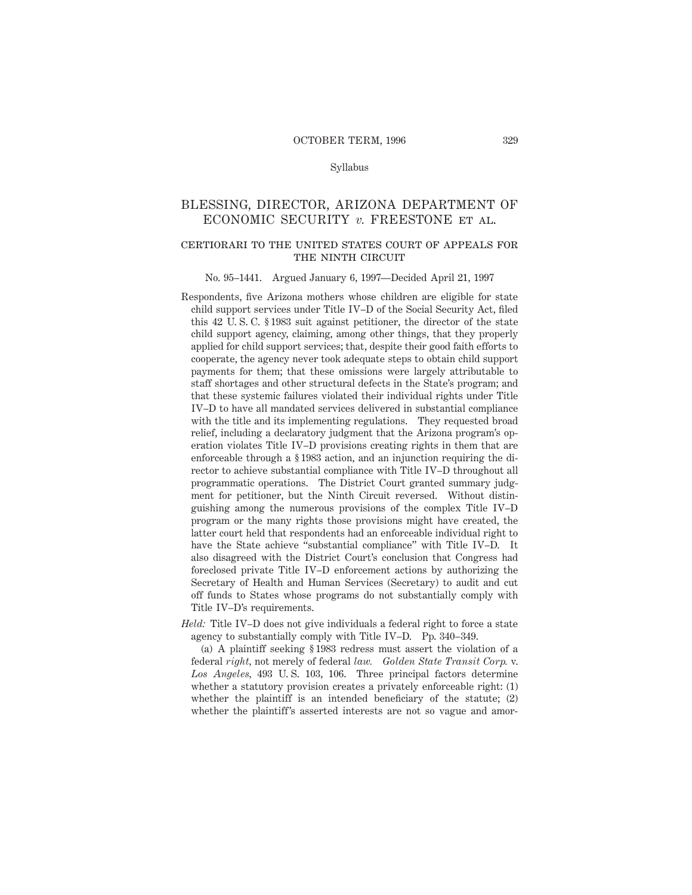# BLESSING, DIRECTOR, ARIZONA DEPARTMENT OF ECONOMIC SECURITY *v.* FREESTONE ET AL.

## CERTIORARI TO THE UNITED STATES COURT OF APPEALS FOR THE NINTH CIRCUIT

No. 95–1441. Argued January 6, 1997—Decided April 21, 1997

Respondents, five Arizona mothers whose children are eligible for state child support services under Title IV–D of the Social Security Act, filed this 42 U. S. C. § 1983 suit against petitioner, the director of the state child support agency, claiming, among other things, that they properly applied for child support services; that, despite their good faith efforts to cooperate, the agency never took adequate steps to obtain child support payments for them; that these omissions were largely attributable to staff shortages and other structural defects in the State's program; and that these systemic failures violated their individual rights under Title IV–D to have all mandated services delivered in substantial compliance with the title and its implementing regulations. They requested broad relief, including a declaratory judgment that the Arizona program's operation violates Title IV–D provisions creating rights in them that are enforceable through a § 1983 action, and an injunction requiring the director to achieve substantial compliance with Title IV–D throughout all programmatic operations. The District Court granted summary judgment for petitioner, but the Ninth Circuit reversed. Without distinguishing among the numerous provisions of the complex Title IV–D program or the many rights those provisions might have created, the latter court held that respondents had an enforceable individual right to have the State achieve "substantial compliance" with Title IV–D. It also disagreed with the District Court's conclusion that Congress had foreclosed private Title IV–D enforcement actions by authorizing the Secretary of Health and Human Services (Secretary) to audit and cut off funds to States whose programs do not substantially comply with Title IV–D's requirements.

*Held:* Title IV–D does not give individuals a federal right to force a state agency to substantially comply with Title IV–D. Pp. 340–349.

(a) A plaintiff seeking § 1983 redress must assert the violation of a federal *right,* not merely of federal *law. Golden State Transit Corp.* v. *Los Angeles,* 493 U. S. 103, 106. Three principal factors determine whether a statutory provision creates a privately enforceable right: (1) whether the plaintiff is an intended beneficiary of the statute; (2) whether the plaintiff's asserted interests are not so vague and amor-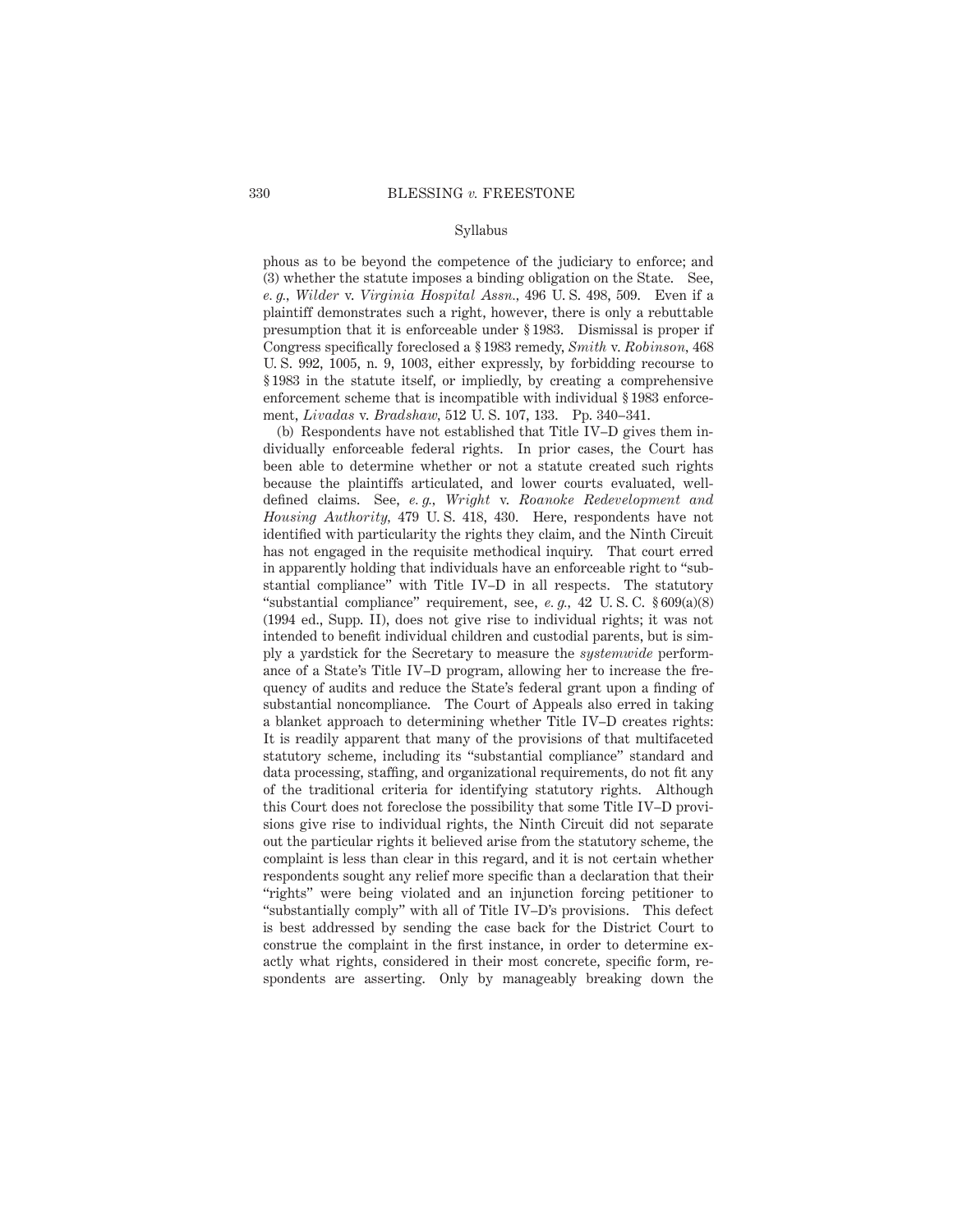phous as to be beyond the competence of the judiciary to enforce; and (3) whether the statute imposes a binding obligation on the State. See, *e. g., Wilder* v. *Virginia Hospital Assn.,* 496 U. S. 498, 509. Even if a plaintiff demonstrates such a right, however, there is only a rebuttable presumption that it is enforceable under § 1983. Dismissal is proper if Congress specifically foreclosed a § 1983 remedy, *Smith* v. *Robinson,* 468 U. S. 992, 1005, n. 9, 1003, either expressly, by forbidding recourse to § 1983 in the statute itself, or impliedly, by creating a comprehensive enforcement scheme that is incompatible with individual § 1983 enforcement, *Livadas* v. *Bradshaw,* 512 U. S. 107, 133. Pp. 340–341.

(b) Respondents have not established that Title IV–D gives them individually enforceable federal rights. In prior cases, the Court has been able to determine whether or not a statute created such rights because the plaintiffs articulated, and lower courts evaluated, well-defined claims. See, *e. g., Wright* v. *Roanoke Redevelopment and Housing Authority,* 479 U. S. 418, 430. Here, respondents have not identified with particularity the rights they claim, and the Ninth Circuit has not engaged in the requisite methodical inquiry. That court erred in apparently holding that individuals have an enforceable right to "substantial compliance" with Title IV–D in all respects. The statutory "substantial compliance" requirement, see, *e. g.,* 42 U. S. C. § 609(a)(8) (1994 ed., Supp. II), does not give rise to individual rights; it was not intended to benefit individual children and custodial parents, but is simply a yardstick for the Secretary to measure the *systemwide* performance of a State's Title IV–D program, allowing her to increase the frequency of audits and reduce the State's federal grant upon a finding of substantial noncompliance. The Court of Appeals also erred in taking a blanket approach to determining whether Title IV–D creates rights: It is readily apparent that many of the provisions of that multifaceted statutory scheme, including its "substantial compliance" standard and data processing, staffing, and organizational requirements, do not fit any of the traditional criteria for identifying statutory rights. Although this Court does not foreclose the possibility that some Title IV–D provisions give rise to individual rights, the Ninth Circuit did not separate out the particular rights it believed arise from the statutory scheme, the complaint is less than clear in this regard, and it is not certain whether respondents sought any relief more specific than a declaration that their "rights" were being violated and an injunction forcing petitioner to "substantially comply" with all of Title IV–D's provisions. This defect is best addressed by sending the case back for the District Court to construe the complaint in the first instance, in order to determine exactly what rights, considered in their most concrete, specific form, respondents are asserting. Only by manageably breaking down the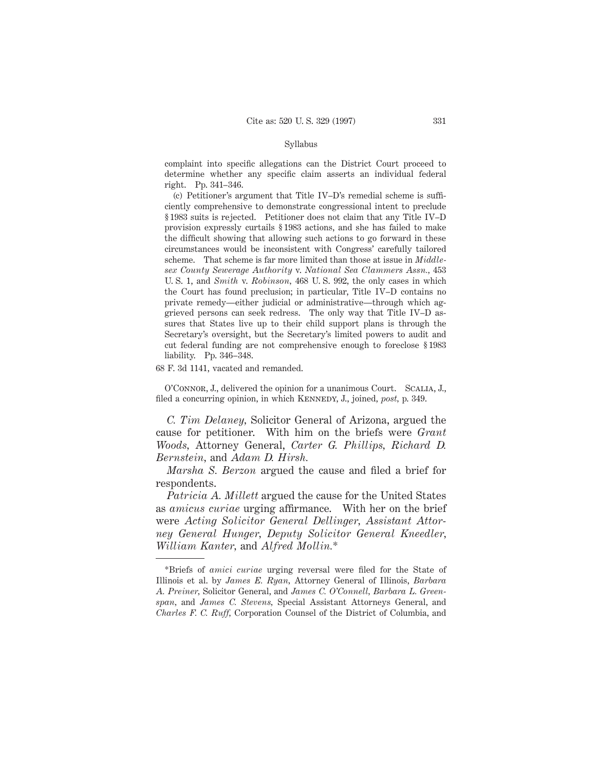complaint into specific allegations can the District Court proceed to determine whether any specific claim asserts an individual federal right. Pp. 341–346.

(c) Petitioner's argument that Title IV–D's remedial scheme is sufficiently comprehensive to demonstrate congressional intent to preclude § 1983 suits is rejected. Petitioner does not claim that any Title IV–D provision expressly curtails § 1983 actions, and she has failed to make the difficult showing that allowing such actions to go forward in these circumstances would be inconsistent with Congress' carefully tailored scheme. That scheme is far more limited than those at issue in *Middlesex County Sewerage Authority* v. *National Sea Clammers Assn.*, 453 U. S. 1, and *Smith* v. *Robinson*, 468 U. S. 992, the only cases in which the Court has found preclusion; in particular, Title IV–D contains no private remedy—either judicial or administrative—through which aggrieved persons can seek redress. The only way that Title IV–D assures that States live up to their child support plans is through the Secretary's oversight, but the Secretary's limited powers to audit and cut federal funding are not comprehensive enough to foreclose § 1983 liability. Pp. 346–348.

68 F. 3d 1141, vacated and remanded.

O'Connor, J., delivered the opinion for a unanimous Court. Scalia, J., filed a concurring opinion, in which Kennedy, J., joined, *post*, p. 349.

*C. Tim Delaney*, Solicitor General of Arizona, argued the cause for petitioner. With him on the briefs were *Grant Woods*, Attorney General, *Carter G. Phillips*, *Richard D. Bernstein*, and *Adam D. Hirsh*.

*Marsha S. Berzon* argued the cause and filed a brief for respondents.

*Patricia A. Millett* argued the cause for the United States as *amicus curiae* urging affirmance. With her on the brief were *Acting Solicitor General Dellinger*, *Assistant Attorney General Hunger*, *Deputy Solicitor General Kneedler*, *William Kanter*, and *Alfred Mollin.**

---

*Briefs of *amici curiae* urging reversal were filed for the State of Illinois et al. by *James E. Ryan*, Attorney General of Illinois, *Barbara A. Preiner*, Solicitor General, and *James C. O'Connell*, *Barbara L. Greenspan*, and *James C. Stevens*, Special Assistant Attorneys General, and *Charles F. C. Ruff*, Corporation Counsel of the District of Columbia, and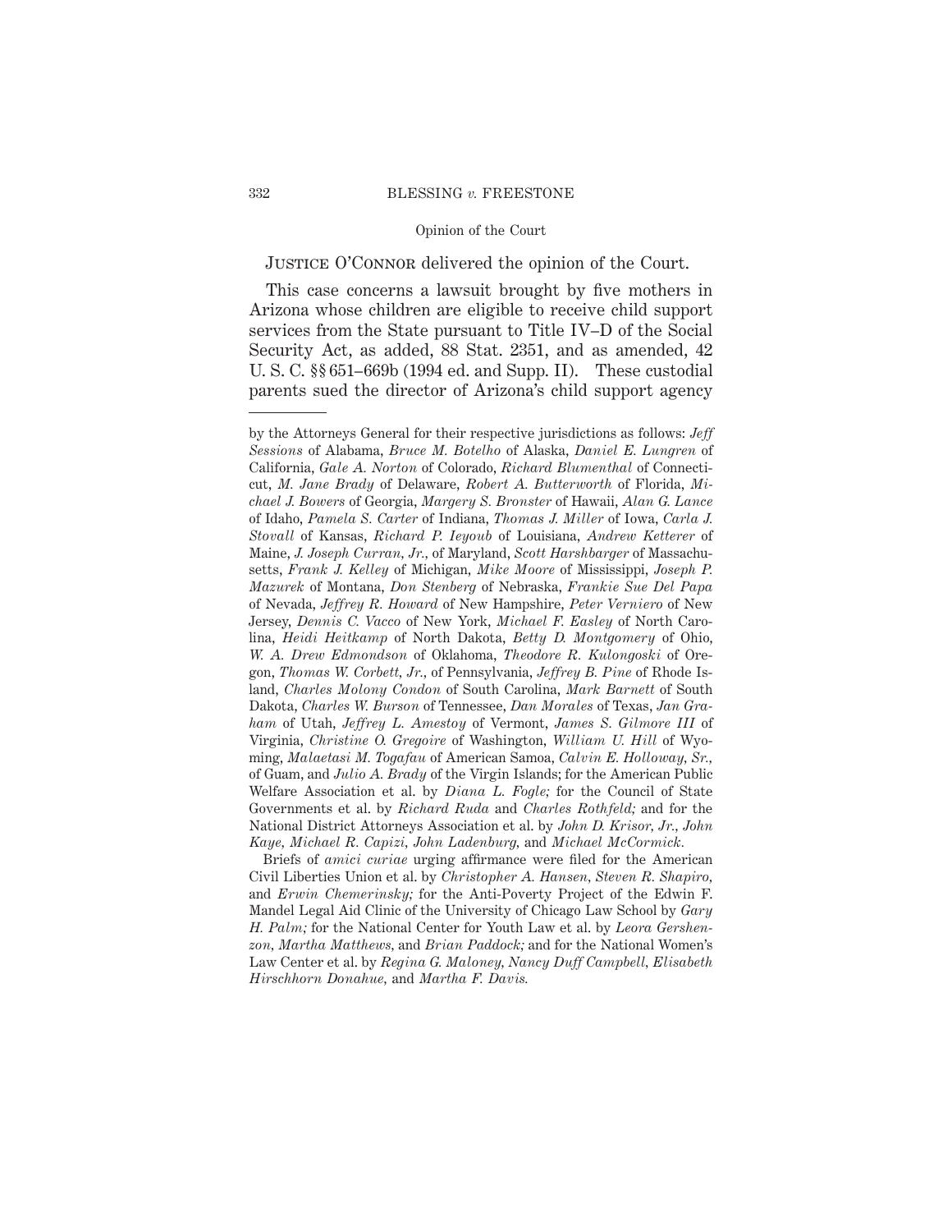JUSTICE O'CONNOR delivered the opinion of the Court.

This case concerns a lawsuit brought by five mothers in Arizona whose children are eligible to receive child support services from the State pursuant to Title IV–D of the Social Security Act, as added, 88 Stat. 2351, and as amended, 42 U. S. C. §§ 651–669b (1994 ed. and Supp. II). These custodial parents sued the director of Arizona's child support agency

---

by the Attorneys General for their respective jurisdictions as follows: *Jeff Sessions* of Alabama, *Bruce M. Botelho* of Alaska, *Daniel E. Lungren* of California, *Gale A. Norton* of Colorado, *Richard Blumenthal* of Connecticut, *M. Jane Brady* of Delaware, *Robert A. Butterworth* of Florida, *Michael J. Bowers* of Georgia, *Margery S. Bronster* of Hawaii, *Alan G. Lance* of Idaho, *Pamela S. Carter* of Indiana, *Thomas J. Miller* of Iowa, *Carla J. Stovall* of Kansas, *Richard P. Ieyoub* of Louisiana, *Andrew Ketterer* of Maine, *J. Joseph Curran, Jr.,* of Maryland, *Scott Harshbarger* of Massachusetts, *Frank J. Kelley* of Michigan, *Mike Moore* of Mississippi, *Joseph P. Mazurek* of Montana, *Don Stenberg* of Nebraska, *Frankie Sue Del Papa* of Nevada, *Jeffrey R. Howard* of New Hampshire, *Peter Verniero* of New Jersey, *Dennis C. Vacco* of New York, *Michael F. Easley* of North Carolina, *Heidi Heitkamp* of North Dakota, *Betty D. Montgomery* of Ohio, *W. A. Drew Edmondson* of Oklahoma, *Theodore R. Kulongoski* of Oregon, *Thomas W. Corbett, Jr.,* of Pennsylvania, *Jeffrey B. Pine* of Rhode Island, *Charles Molony Condon* of South Carolina, *Mark Barnett* of South Dakota, *Charles W. Burson* of Tennessee, *Dan Morales* of Texas, *Jan Graham* of Utah, *Jeffrey L. Amestoy* of Vermont, *James S. Gilmore III* of Virginia, *Christine O. Gregoire* of Washington, *William U. Hill* of Wyoming, *Malaetasi M. Togafau* of American Samoa, *Calvin E. Holloway, Sr.,* of Guam, and *Julio A. Brady* of the Virgin Islands; for the American Public Welfare Association et al. by *Diana L. Fogle;* for the Council of State Governments et al. by *Richard Ruda* and *Charles Rothfeld;* and for the National District Attorneys Association et al. by *John D. Krisor, Jr., John Kaye, Michael R. Capizi, John Ladenburg,* and *Michael McCormick.*

Briefs of *amici curiae* urging affirmance were filed for the American Civil Liberties Union et al. by *Christopher A. Hansen, Steven R. Shapiro,* and *Erwin Chemerinsky;* for the Anti-Poverty Project of the Edwin F. Mandel Legal Aid Clinic of the University of Chicago Law School by *Gary H. Palm;* for the National Center for Youth Law et al. by *Leora Gershenzon, Martha Matthews,* and *Brian Paddock;* and for the National Women's Law Center et al. by *Regina G. Maloney, Nancy Duff Campbell, Elisabeth Hirschhorn Donahue,* and *Martha F. Davis.*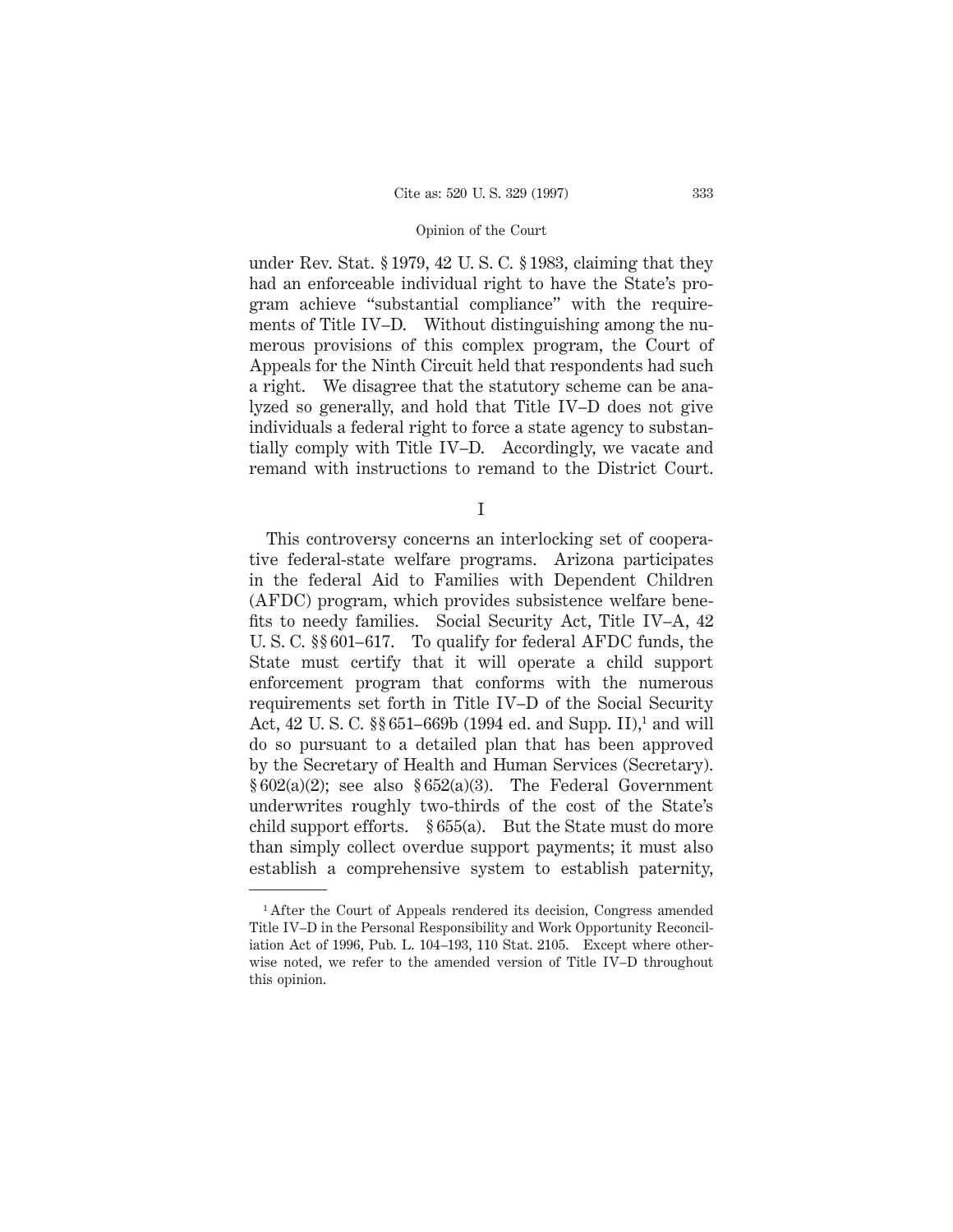under Rev. Stat. § 1979, 42 U. S. C. § 1983, claiming that they had an enforceable individual right to have the State's program achieve "substantial compliance" with the requirements of Title IV–D. Without distinguishing among the numerous provisions of this complex program, the Court of Appeals for the Ninth Circuit held that respondents had such a right. We disagree that the statutory scheme can be analyzed so generally, and hold that Title IV–D does not give individuals a federal right to force a state agency to substantially comply with Title IV–D. Accordingly, we vacate and remand with instructions to remand to the District Court.

## I

This controversy concerns an interlocking set of cooperative federal-state welfare programs. Arizona participates in the federal Aid to Families with Dependent Children (AFDC) program, which provides subsistence welfare benefits to needy families. Social Security Act, Title IV–A, 42 U. S. C. §§ 601–617. To qualify for federal AFDC funds, the State must certify that it will operate a child support enforcement program that conforms with the numerous requirements set forth in Title IV–D of the Social Security Act, 42 U. S. C. §§ 651–669b (1994 ed. and Supp. II),[1] and will do so pursuant to a detailed plan that has been approved by the Secretary of Health and Human Services (Secretary). § 602(a)(2); see also § 652(a)(3). The Federal Government underwrites roughly two-thirds of the cost of the State's child support efforts. § 655(a). But the State must do more than simply collect overdue support payments; it must also establish a comprehensive system to establish paternity,

[1] After the Court of Appeals rendered its decision, Congress amended Title IV–D in the Personal Responsibility and Work Opportunity Reconciliation Act of 1996, Pub. L. 104–193, 110 Stat. 2105. Except where otherwise noted, we refer to the amended version of Title IV–D throughout this opinion.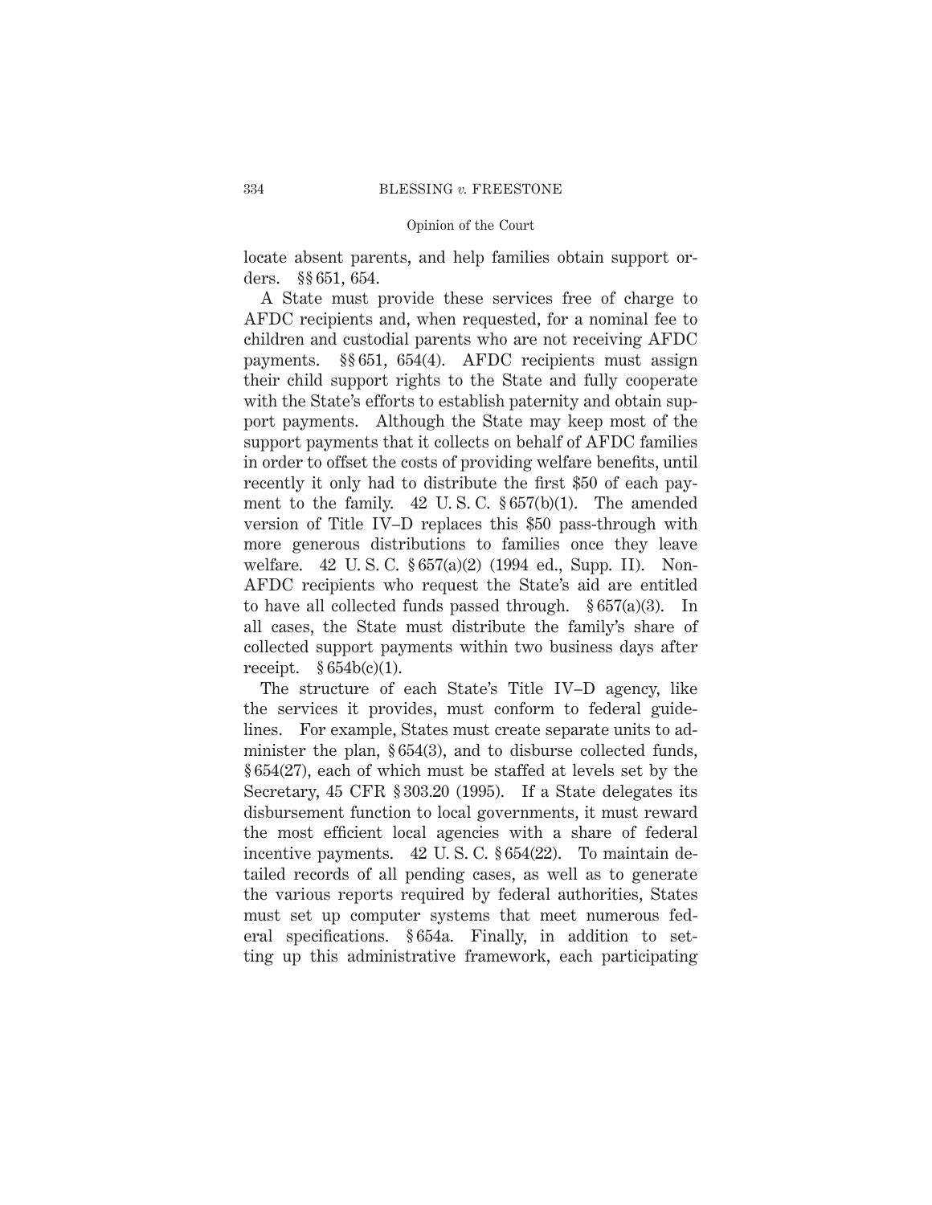locate absent parents, and help families obtain support orders. §§ 651, 654.

A State must provide these services free of charge to AFDC recipients and, when requested, for a nominal fee to children and custodial parents who are not receiving AFDC payments. §§ 651, 654(4). AFDC recipients must assign their child support rights to the State and fully cooperate with the State's efforts to establish paternity and obtain support payments. Although the State may keep most of the support payments that it collects on behalf of AFDC families in order to offset the costs of providing welfare benefits, until recently it only had to distribute the first $50 of each payment to the family. 42 U. S. C. § 657(b)(1). The amended version of Title IV–D replaces this $50 pass-through with more generous distributions to families once they leave welfare. 42 U. S. C. § 657(a)(2) (1994 ed., Supp. II). Non-AFDC recipients who request the State's aid are entitled to have all collected funds passed through. § 657(a)(3). In all cases, the State must distribute the family's share of collected support payments within two business days after receipt. § 654b(c)(1).

The structure of each State's Title IV–D agency, like the services it provides, must conform to federal guidelines. For example, States must create separate units to administer the plan, § 654(3), and to disburse collected funds, § 654(27), each of which must be staffed at levels set by the Secretary, 45 CFR § 303.20 (1995). If a State delegates its disbursement function to local governments, it must reward the most efficient local agencies with a share of federal incentive payments. 42 U. S. C. § 654(22). To maintain detailed records of all pending cases, as well as to generate the various reports required by federal authorities, States must set up computer systems that meet numerous federal specifications. § 654a. Finally, in addition to setting up this administrative framework, each participating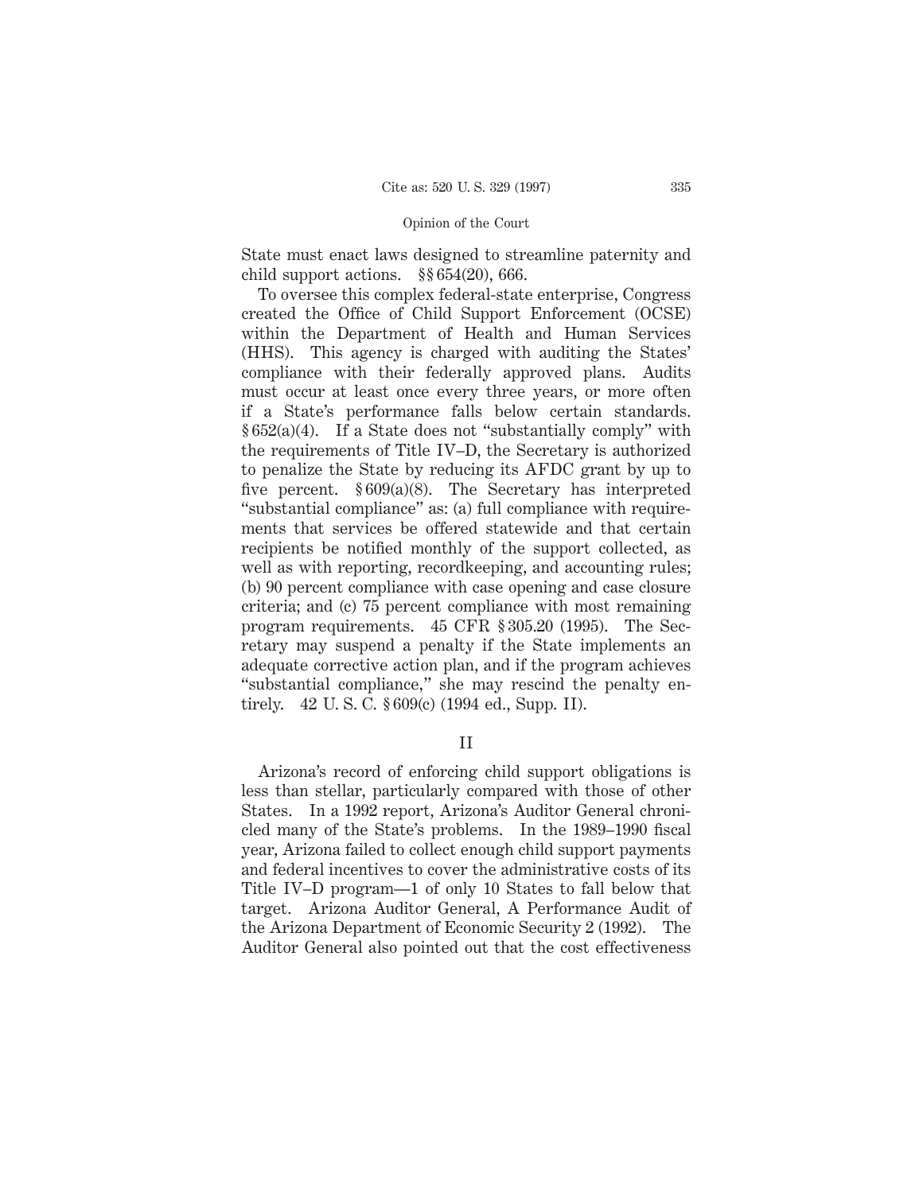State must enact laws designed to streamline paternity and child support actions. §§ 654(20), 666.

To oversee this complex federal-state enterprise, Congress created the Office of Child Support Enforcement (OCSE) within the Department of Health and Human Services (HHS). This agency is charged with auditing the States' compliance with their federally approved plans. Audits must occur at least once every three years, or more often if a State's performance falls below certain standards. § 652(a)(4). If a State does not "substantially comply" with the requirements of Title IV–D, the Secretary is authorized to penalize the State by reducing its AFDC grant by up to five percent. § 609(a)(8). The Secretary has interpreted "substantial compliance" as: (a) full compliance with requirements that services be offered statewide and that certain recipients be notified monthly of the support collected, as well as with reporting, recordkeeping, and accounting rules; (b) 90 percent compliance with case opening and case closure criteria; and (c) 75 percent compliance with most remaining program requirements. 45 CFR § 305.20 (1995). The Secretary may suspend a penalty if the State implements an adequate corrective action plan, and if the program achieves "substantial compliance," she may rescind the penalty entirely. 42 U. S. C. § 609(c) (1994 ed., Supp. II).

## II

Arizona's record of enforcing child support obligations is less than stellar, particularly compared with those of other States. In a 1992 report, Arizona's Auditor General chronicled many of the State's problems. In the 1989–1990 fiscal year, Arizona failed to collect enough child support payments and federal incentives to cover the administrative costs of its Title IV–D program—1 of only 10 States to fall below that target. Arizona Auditor General, A Performance Audit of the Arizona Department of Economic Security 2 (1992). The Auditor General also pointed out that the cost effectiveness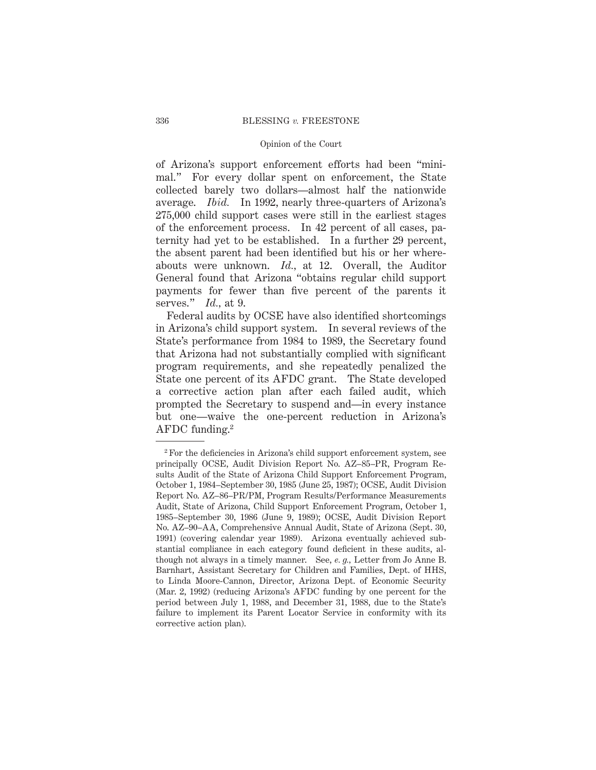of Arizona's support enforcement efforts had been "minimal." For every dollar spent on enforcement, the State collected barely two dollars—almost half the nationwide average. *Ibid.* In 1992, nearly three-quarters of Arizona's 275,000 child support cases were still in the earliest stages of the enforcement process. In 42 percent of all cases, paternity had yet to be established. In a further 29 percent, the absent parent had been identified but his or her whereabouts were unknown. *Id.*, at 12. Overall, the Auditor General found that Arizona "obtains regular child support payments for fewer than five percent of the parents it serves." *Id.*, at 9.

Federal audits by OCSE have also identified shortcomings in Arizona's child support system. In several reviews of the State's performance from 1984 to 1989, the Secretary found that Arizona had not substantially complied with significant program requirements, and she repeatedly penalized the State one percent of its AFDC grant. The State developed a corrective action plan after each failed audit, which prompted the Secretary to suspend and—in every instance but one—waive the one-percent reduction in Arizona's AFDC funding.[2]

---

[2] For the deficiencies in Arizona's child support enforcement system, see principally OCSE, Audit Division Report No. AZ–85–PR, Program Results Audit of the State of Arizona Child Support Enforcement Program, October 1, 1984–September 30, 1985 (June 25, 1987); OCSE, Audit Division Report No. AZ–86–PR/PM, Program Results/Performance Measurements Audit, State of Arizona, Child Support Enforcement Program, October 1, 1985–September 30, 1986 (June 9, 1989); OCSE, Audit Division Report No. AZ–90–AA, Comprehensive Annual Audit, State of Arizona (Sept. 30, 1991) (covering calendar year 1989). Arizona eventually achieved substantial compliance in each category found deficient in these audits, although not always in a timely manner. See, *e. g.*, Letter from Jo Anne B. Barnhart, Assistant Secretary for Children and Families, Dept. of HHS, to Linda Moore-Cannon, Director, Arizona Dept. of Economic Security (Mar. 2, 1992) (reducing Arizona's AFDC funding by one percent for the period between July 1, 1988, and December 31, 1988, due to the State's failure to implement its Parent Locator Service in conformity with its corrective action plan).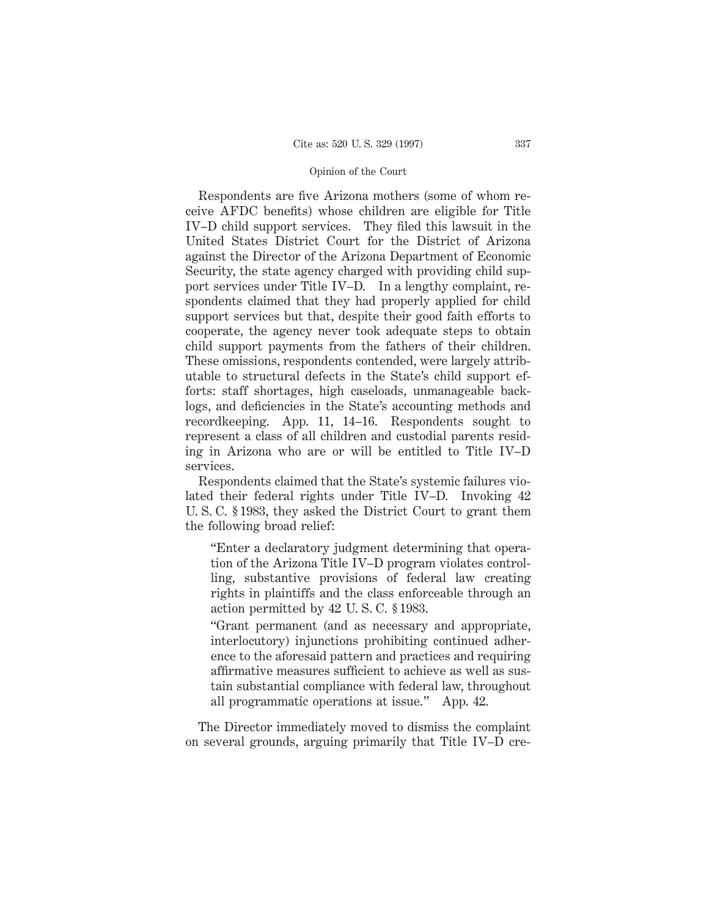Respondents are five Arizona mothers (some of whom receive AFDC benefits) whose children are eligible for Title IV–D child support services. They filed this lawsuit in the United States District Court for the District of Arizona against the Director of the Arizona Department of Economic Security, the state agency charged with providing child support services under Title IV–D. In a lengthy complaint, respondents claimed that they had properly applied for child support services but that, despite their good faith efforts to cooperate, the agency never took adequate steps to obtain child support payments from the fathers of their children. These omissions, respondents contended, were largely attributable to structural defects in the State's child support efforts: staff shortages, high caseloads, unmanageable backlogs, and deficiencies in the State's accounting methods and recordkeeping. App. 11, 14–16. Respondents sought to represent a class of all children and custodial parents residing in Arizona who are or will be entitled to Title IV–D services.

Respondents claimed that the State's systemic failures violated their federal rights under Title IV–D. Invoking 42 U. S. C. § 1983, they asked the District Court to grant them the following broad relief:

> "Enter a declaratory judgment determining that operation of the Arizona Title IV–D program violates controlling, substantive provisions of federal law creating rights in plaintiffs and the class enforceable through an action permitted by 42 U. S. C. § 1983.
>
> "Grant permanent (and as necessary and appropriate, interlocutory) injunctions prohibiting continued adherence to the aforesaid pattern and practices and requiring affirmative measures sufficient to achieve as well as sustain substantial compliance with federal law, throughout all programmatic operations at issue." App. 42.

The Director immediately moved to dismiss the complaint on several grounds, arguing primarily that Title IV–D cre-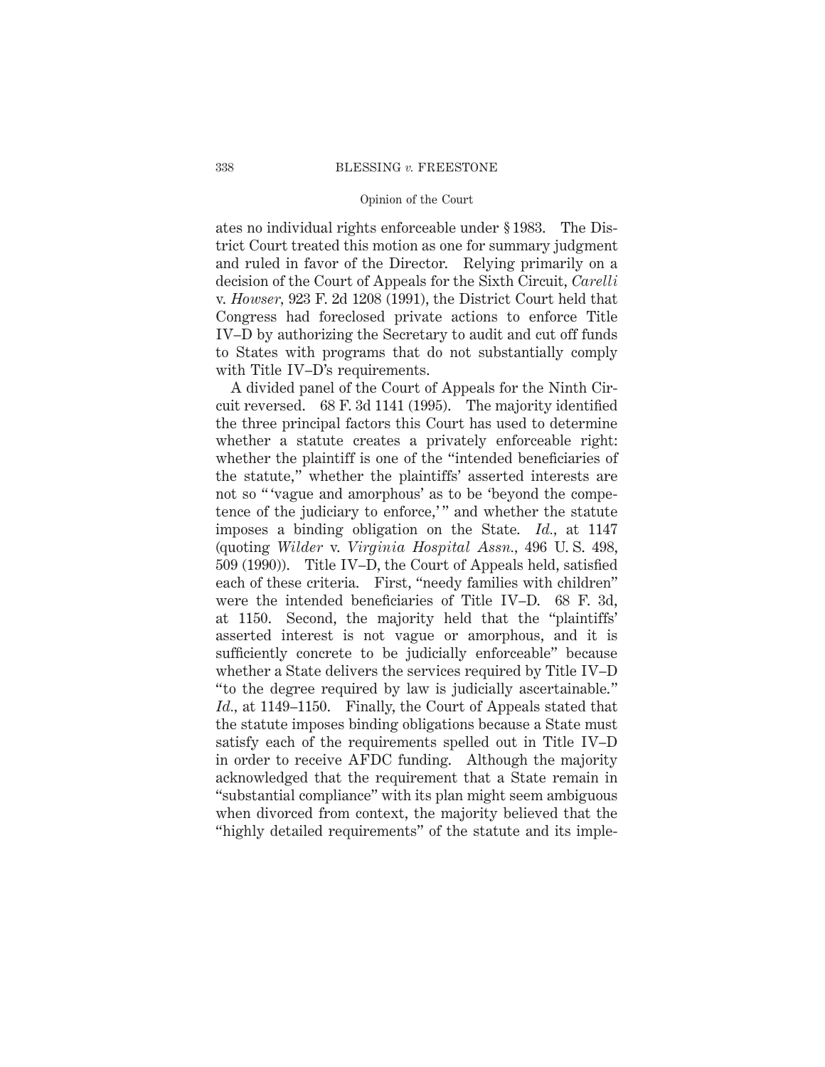ates no individual rights enforceable under § 1983. The District Court treated this motion as one for summary judgment and ruled in favor of the Director. Relying primarily on a decision of the Court of Appeals for the Sixth Circuit, *Carelli* v. *Howser*, 923 F. 2d 1208 (1991), the District Court held that Congress had foreclosed private actions to enforce Title IV–D by authorizing the Secretary to audit and cut off funds to States with programs that do not substantially comply with Title IV–D's requirements.

A divided panel of the Court of Appeals for the Ninth Circuit reversed. 68 F. 3d 1141 (1995). The majority identified the three principal factors this Court has used to determine whether a statute creates a privately enforceable right: whether the plaintiff is one of the "intended beneficiaries of the statute," whether the plaintiffs' asserted interests are not so " 'vague and amorphous' as to be 'beyond the competence of the judiciary to enforce,' " and whether the statute imposes a binding obligation on the State. *Id.*, at 1147 (quoting *Wilder* v. *Virginia Hospital Assn.*, 496 U. S. 498, 509 (1990)). Title IV–D, the Court of Appeals held, satisfied each of these criteria. First, "needy families with children" were the intended beneficiaries of Title IV–D. 68 F. 3d, at 1150. Second, the majority held that the "plaintiffs' asserted interest is not vague or amorphous, and it is sufficiently concrete to be judicially enforceable" because whether a State delivers the services required by Title IV–D "to the degree required by law is judicially ascertainable." *Id.*, at 1149–1150. Finally, the Court of Appeals stated that the statute imposes binding obligations because a State must satisfy each of the requirements spelled out in Title IV–D in order to receive AFDC funding. Although the majority acknowledged that the requirement that a State remain in "substantial compliance" with its plan might seem ambiguous when divorced from context, the majority believed that the "highly detailed requirements" of the statute and its imple-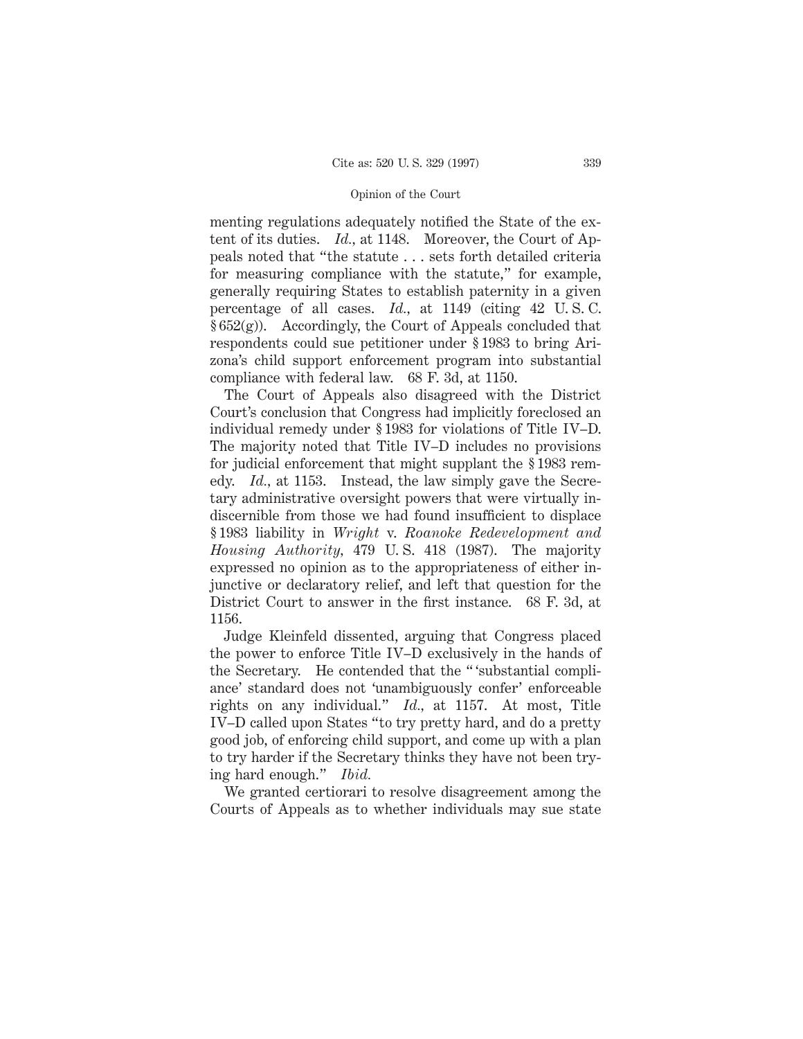menting regulations adequately notified the State of the extent of its duties. *Id.*, at 1148. Moreover, the Court of Appeals noted that "the statute . . . sets forth detailed criteria for measuring compliance with the statute," for example, generally requiring States to establish paternity in a given percentage of all cases. *Id.*, at 1149 (citing 42 U. S. C. § 652(g)). Accordingly, the Court of Appeals concluded that respondents could sue petitioner under § 1983 to bring Arizona's child support enforcement program into substantial compliance with federal law. 68 F. 3d, at 1150.

The Court of Appeals also disagreed with the District Court's conclusion that Congress had implicitly foreclosed an individual remedy under § 1983 for violations of Title IV–D. The majority noted that Title IV–D includes no provisions for judicial enforcement that might supplant the § 1983 remedy. *Id.*, at 1153. Instead, the law simply gave the Secretary administrative oversight powers that were virtually indiscernible from those we had found insufficient to displace § 1983 liability in *Wright* v. *Roanoke Redevelopment and Housing Authority*, 479 U. S. 418 (1987). The majority expressed no opinion as to the appropriateness of either injunctive or declaratory relief, and left that question for the District Court to answer in the first instance. 68 F. 3d, at 1156.

Judge Kleinfeld dissented, arguing that Congress placed the power to enforce Title IV–D exclusively in the hands of the Secretary. He contended that the "'substantial compliance' standard does not 'unambiguously confer' enforceable rights on any individual." *Id.*, at 1157. At most, Title IV–D called upon States "to try pretty hard, and do a pretty good job, of enforcing child support, and come up with a plan to try harder if the Secretary thinks they have not been trying hard enough." *Ibid.*

We granted certiorari to resolve disagreement among the Courts of Appeals as to whether individuals may sue state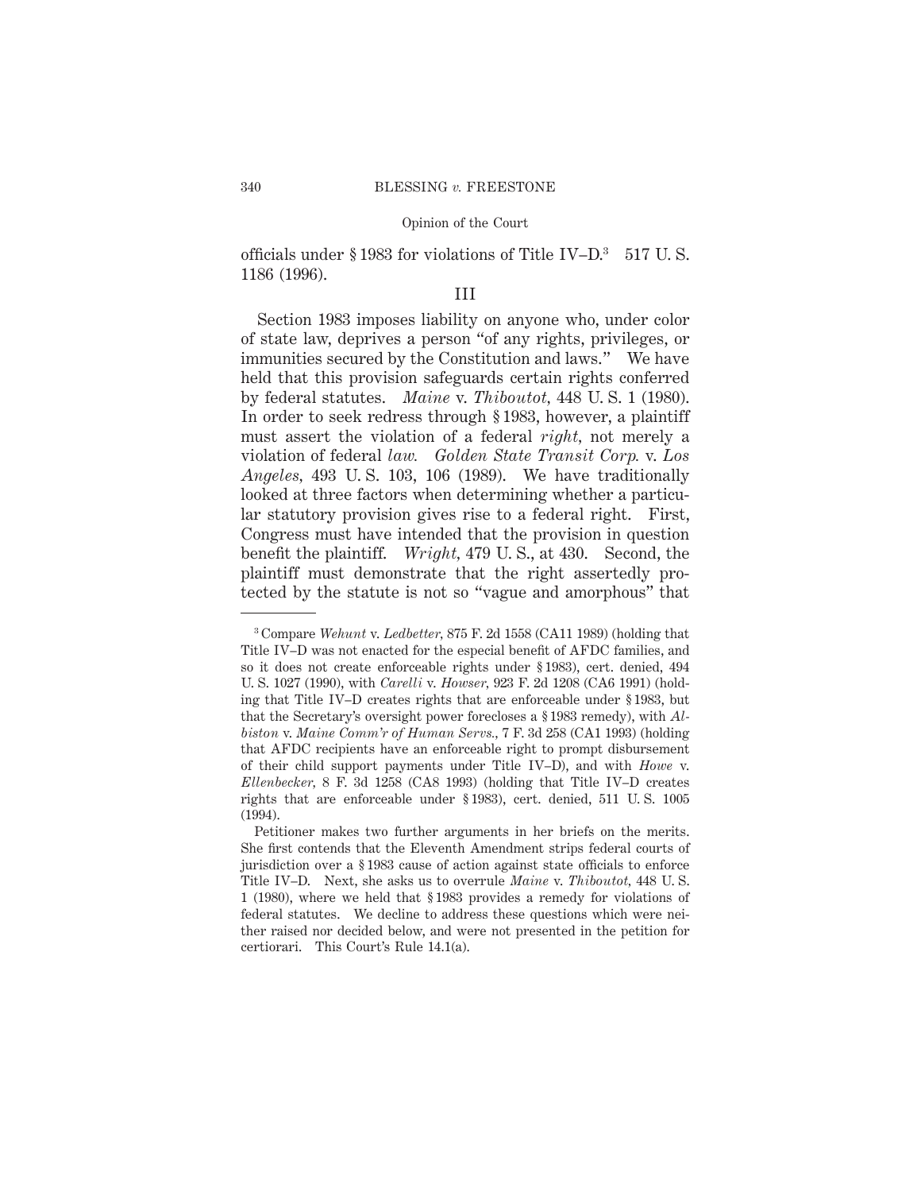officials under § 1983 for violations of Title IV–D.[3] 517 U. S. 1186 (1996).

## III

Section 1983 imposes liability on anyone who, under color of state law, deprives a person "of any rights, privileges, or immunities secured by the Constitution and laws." We have held that this provision safeguards certain rights conferred by federal statutes. *Maine* v. *Thiboutot,* 448 U. S. 1 (1980). In order to seek redress through § 1983, however, a plaintiff must assert the violation of a federal *right,* not merely a violation of federal *law. Golden State Transit Corp.* v. *Los Angeles,* 493 U. S. 103, 106 (1989). We have traditionally looked at three factors when determining whether a particular statutory provision gives rise to a federal right. First, Congress must have intended that the provision in question benefit the plaintiff. *Wright,* 479 U. S., at 430. Second, the plaintiff must demonstrate that the right assertedly protected by the statute is not so "vague and amorphous" that

---

[3] Compare *Wehunt* v. *Ledbetter,* 875 F. 2d 1558 (CA11 1989) (holding that Title IV–D was not enacted for the especial benefit of AFDC families, and so it does not create enforceable rights under § 1983), cert. denied, 494 U. S. 1027 (1990), with *Carelli* v. *Howser,* 923 F. 2d 1208 (CA6 1991) (holding that Title IV–D creates rights that are enforceable under § 1983, but that the Secretary's oversight power forecloses a § 1983 remedy), with *Albiston* v. *Maine Comm'r of Human Servs.,* 7 F. 3d 258 (CA1 1993) (holding that AFDC recipients have an enforceable right to prompt disbursement of their child support payments under Title IV–D), and with *Howe* v. *Ellenbecker,* 8 F. 3d 1258 (CA8 1993) (holding that Title IV–D creates rights that are enforceable under § 1983), cert. denied, 511 U. S. 1005 (1994).

Petitioner makes two further arguments in her briefs on the merits. She first contends that the Eleventh Amendment strips federal courts of jurisdiction over a § 1983 cause of action against state officials to enforce Title IV–D. Next, she asks us to overrule *Maine* v. *Thiboutot,* 448 U. S. 1 (1980), where we held that § 1983 provides a remedy for violations of federal statutes. We decline to address these questions which were neither raised nor decided below, and were not presented in the petition for certiorari. This Court's Rule 14.1(a).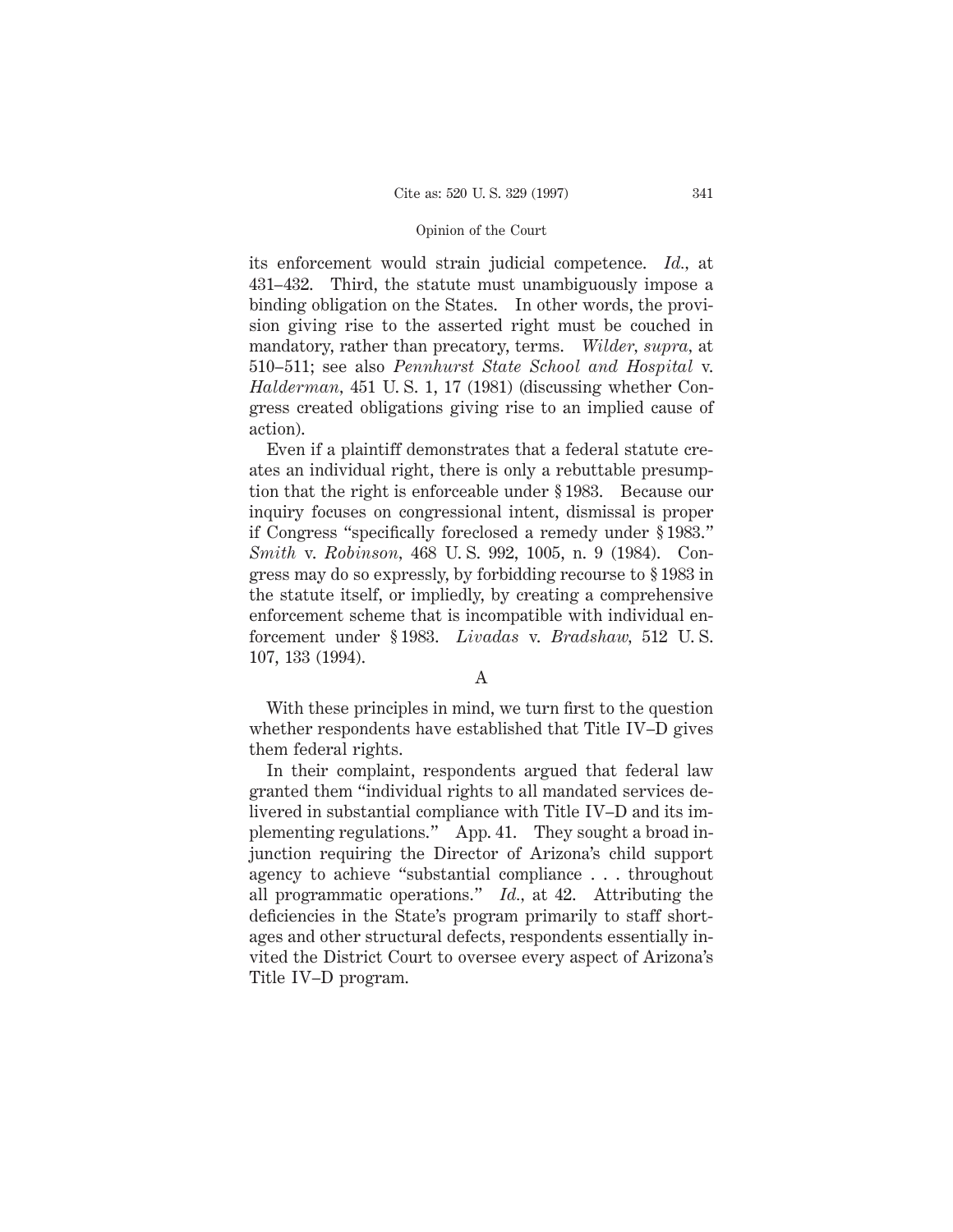its enforcement would strain judicial competence. *Id.,* at 431–432. Third, the statute must unambiguously impose a binding obligation on the States. In other words, the provision giving rise to the asserted right must be couched in mandatory, rather than precatory, terms. *Wilder, supra,* at 510–511; see also *Pennhurst State School and Hospital* v. *Halderman,* 451 U. S. 1, 17 (1981) (discussing whether Congress created obligations giving rise to an implied cause of action).

Even if a plaintiff demonstrates that a federal statute creates an individual right, there is only a rebuttable presumption that the right is enforceable under § 1983. Because our inquiry focuses on congressional intent, dismissal is proper if Congress "specifically foreclosed a remedy under § 1983." *Smith* v. *Robinson,* 468 U. S. 992, 1005, n. 9 (1984). Congress may do so expressly, by forbidding recourse to § 1983 in the statute itself, or impliedly, by creating a comprehensive enforcement scheme that is incompatible with individual enforcement under § 1983. *Livadas* v. *Bradshaw,* 512 U. S. 107, 133 (1994).

### A

With these principles in mind, we turn first to the question whether respondents have established that Title IV–D gives them federal rights.

In their complaint, respondents argued that federal law granted them "individual rights to all mandated services delivered in substantial compliance with Title IV–D and its implementing regulations." App. 41. They sought a broad injunction requiring the Director of Arizona's child support agency to achieve "substantial compliance . . . throughout all programmatic operations." *Id.,* at 42. Attributing the deficiencies in the State's program primarily to staff shortages and other structural defects, respondents essentially invited the District Court to oversee every aspect of Arizona's Title IV–D program.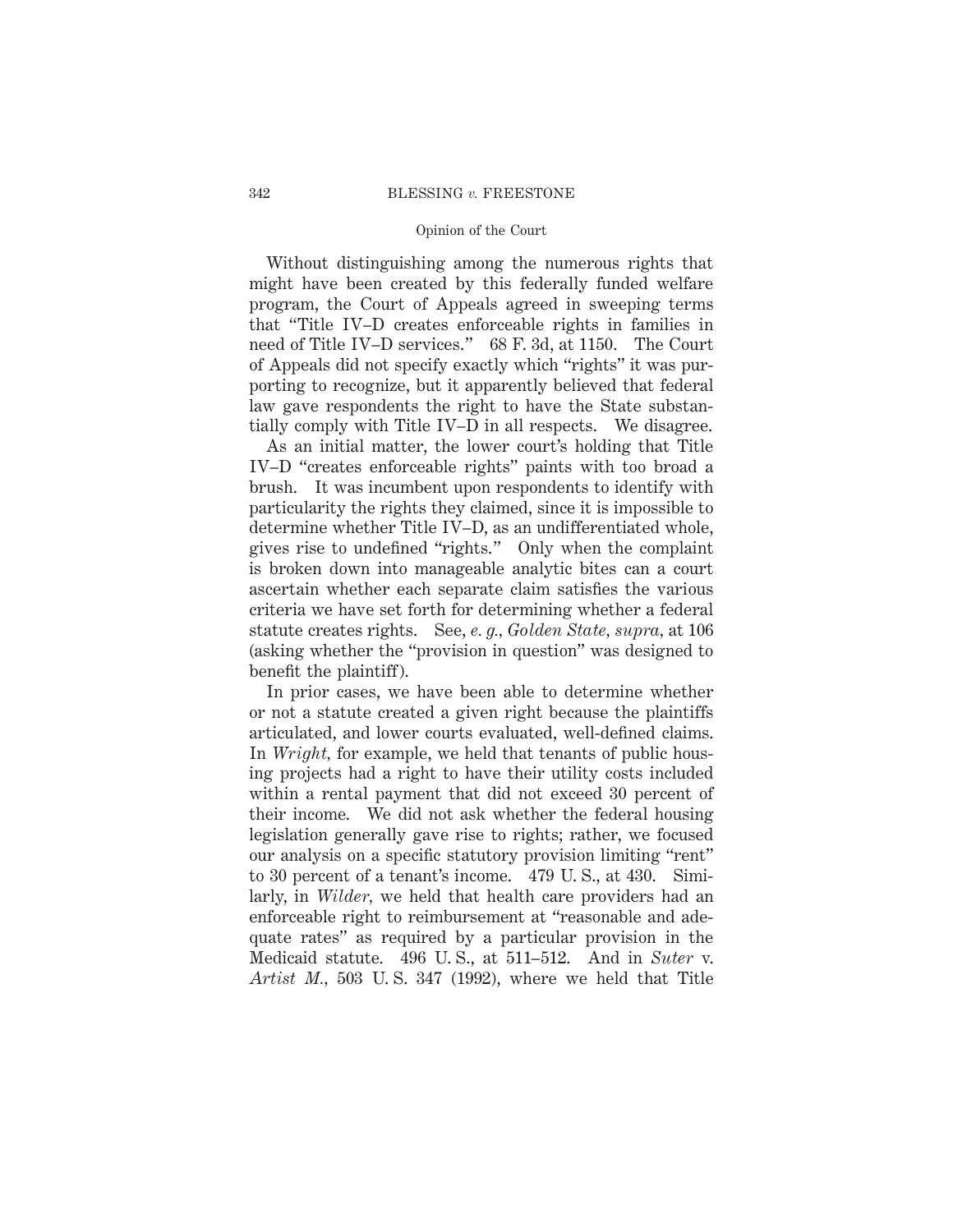Without distinguishing among the numerous rights that might have been created by this federally funded welfare program, the Court of Appeals agreed in sweeping terms that "Title IV–D creates enforceable rights in families in need of Title IV–D services." 68 F. 3d, at 1150. The Court of Appeals did not specify exactly which "rights" it was purporting to recognize, but it apparently believed that federal law gave respondents the right to have the State substantially comply with Title IV–D in all respects. We disagree.

As an initial matter, the lower court's holding that Title IV–D "creates enforceable rights" paints with too broad a brush. It was incumbent upon respondents to identify with particularity the rights they claimed, since it is impossible to determine whether Title IV–D, as an undifferentiated whole, gives rise to undefined "rights." Only when the complaint is broken down into manageable analytic bites can a court ascertain whether each separate claim satisfies the various criteria we have set forth for determining whether a federal statute creates rights. See, *e. g.*, *Golden State*, *supra*, at 106 (asking whether the "provision in question" was designed to benefit the plaintiff).

In prior cases, we have been able to determine whether or not a statute created a given right because the plaintiffs articulated, and lower courts evaluated, well-defined claims. In *Wright*, for example, we held that tenants of public housing projects had a right to have their utility costs included within a rental payment that did not exceed 30 percent of their income. We did not ask whether the federal housing legislation generally gave rise to rights; rather, we focused our analysis on a specific statutory provision limiting "rent" to 30 percent of a tenant's income. 479 U. S., at 430. Similarly, in *Wilder*, we held that health care providers had an enforceable right to reimbursement at "reasonable and adequate rates" as required by a particular provision in the Medicaid statute. 496 U. S., at 511–512. And in *Suter* v. *Artist M.*, 503 U. S. 347 (1992), where we held that Title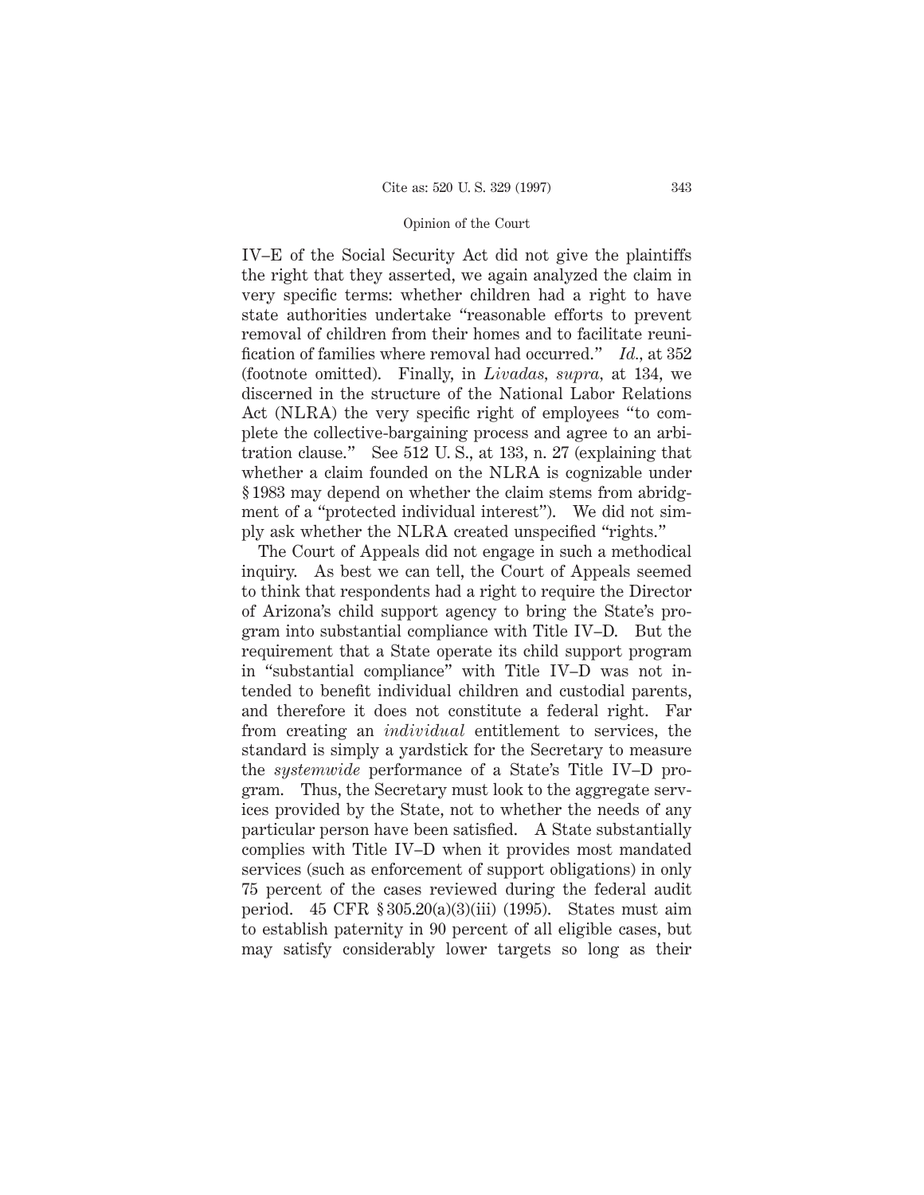IV–E of the Social Security Act did not give the plaintiffs the right that they asserted, we again analyzed the claim in very specific terms: whether children had a right to have state authorities undertake "reasonable efforts to prevent removal of children from their homes and to facilitate reunification of families where removal had occurred." *Id.*, at 352 (footnote omitted). Finally, in *Livadas, supra*, at 134, we discerned in the structure of the National Labor Relations Act (NLRA) the very specific right of employees "to complete the collective-bargaining process and agree to an arbitration clause." See 512 U. S., at 133, n. 27 (explaining that whether a claim founded on the NLRA is cognizable under § 1983 may depend on whether the claim stems from abridgment of a "protected individual interest"). We did not simply ask whether the NLRA created unspecified "rights."

The Court of Appeals did not engage in such a methodical inquiry. As best we can tell, the Court of Appeals seemed to think that respondents had a right to require the Director of Arizona's child support agency to bring the State's program into substantial compliance with Title IV–D. But the requirement that a State operate its child support program in "substantial compliance" with Title IV–D was not intended to benefit individual children and custodial parents, and therefore it does not constitute a federal right. Far from creating an *individual* entitlement to services, the standard is simply a yardstick for the Secretary to measure the *systemwide* performance of a State's Title IV–D program. Thus, the Secretary must look to the aggregate services provided by the State, not to whether the needs of any particular person have been satisfied. A State substantially complies with Title IV–D when it provides most mandated services (such as enforcement of support obligations) in only 75 percent of the cases reviewed during the federal audit period. 45 CFR § 305.20(a)(3)(iii) (1995). States must aim to establish paternity in 90 percent of all eligible cases, but may satisfy considerably lower targets so long as their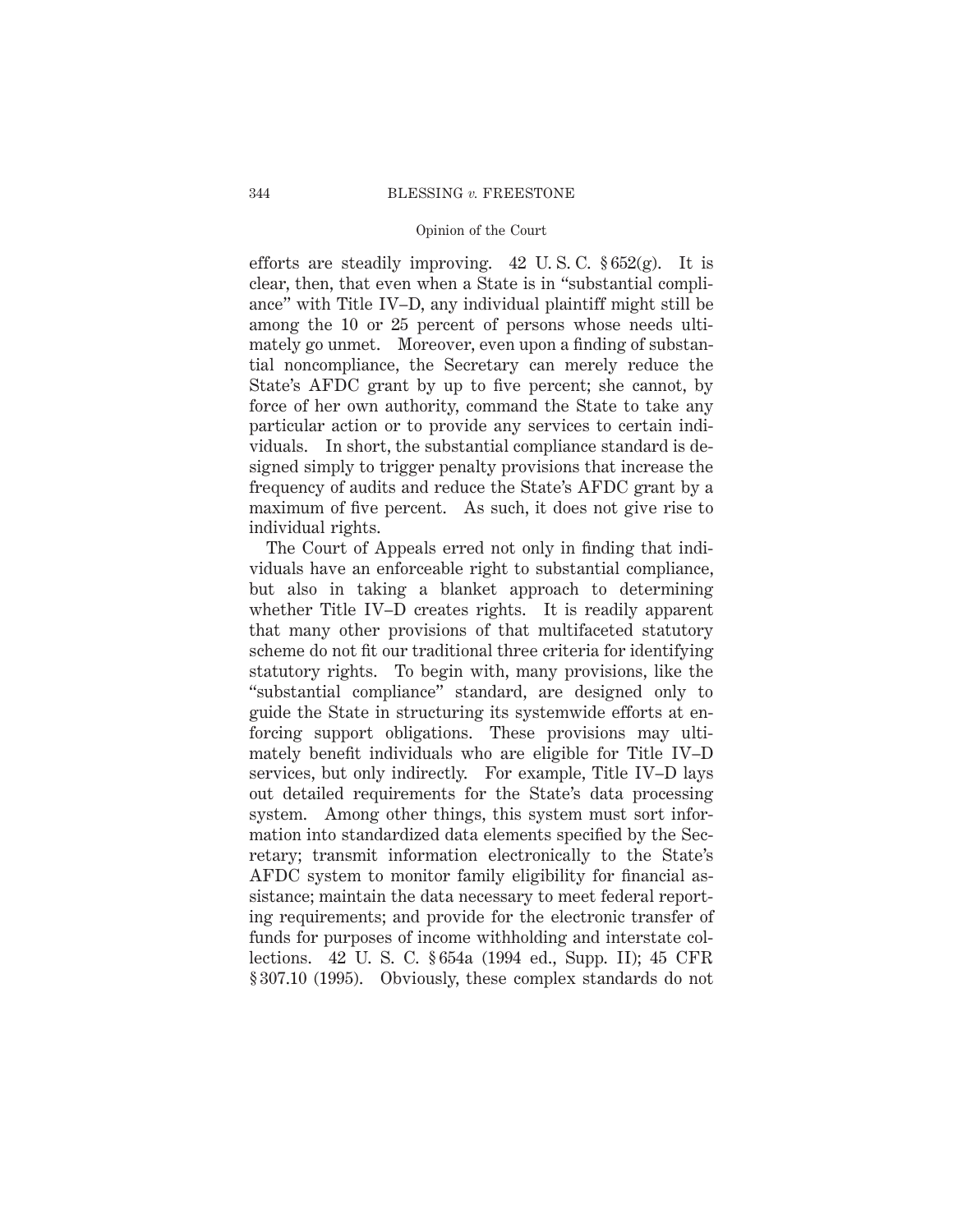efforts are steadily improving. 42 U. S. C. § 652(g). It is clear, then, that even when a State is in "substantial compliance" with Title IV–D, any individual plaintiff might still be among the 10 or 25 percent of persons whose needs ultimately go unmet. Moreover, even upon a finding of substantial noncompliance, the Secretary can merely reduce the State's AFDC grant by up to five percent; she cannot, by force of her own authority, command the State to take any particular action or to provide any services to certain individuals. In short, the substantial compliance standard is designed simply to trigger penalty provisions that increase the frequency of audits and reduce the State's AFDC grant by a maximum of five percent. As such, it does not give rise to individual rights.

The Court of Appeals erred not only in finding that individuals have an enforceable right to substantial compliance, but also in taking a blanket approach to determining whether Title IV–D creates rights. It is readily apparent that many other provisions of that multifaceted statutory scheme do not fit our traditional three criteria for identifying statutory rights. To begin with, many provisions, like the "substantial compliance" standard, are designed only to guide the State in structuring its systemwide efforts at enforcing support obligations. These provisions may ultimately benefit individuals who are eligible for Title IV–D services, but only indirectly. For example, Title IV–D lays out detailed requirements for the State's data processing system. Among other things, this system must sort information into standardized data elements specified by the Secretary; transmit information electronically to the State's AFDC system to monitor family eligibility for financial assistance; maintain the data necessary to meet federal reporting requirements; and provide for the electronic transfer of funds for purposes of income withholding and interstate collections. 42 U. S. C. § 654a (1994 ed., Supp. II); 45 CFR § 307.10 (1995). Obviously, these complex standards do not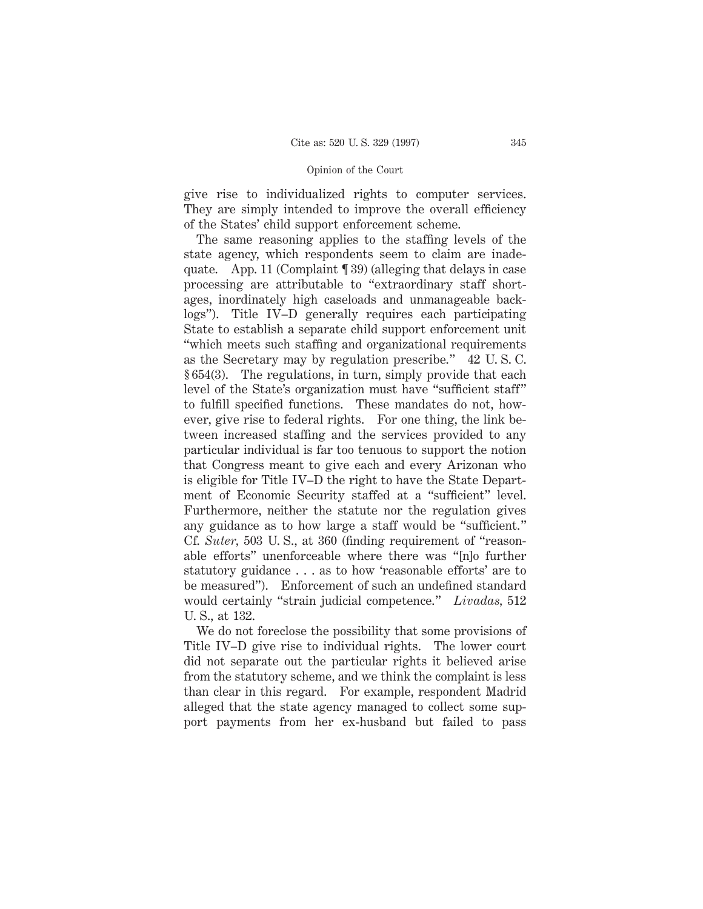give rise to individualized rights to computer services. They are simply intended to improve the overall efficiency of the States' child support enforcement scheme.

The same reasoning applies to the staffing levels of the state agency, which respondents seem to claim are inadequate. App. 11 (Complaint ¶ 39) (alleging that delays in case processing are attributable to "extraordinary staff shortages, inordinately high caseloads and unmanageable backlogs"). Title IV–D generally requires each participating State to establish a separate child support enforcement unit "which meets such staffing and organizational requirements as the Secretary may by regulation prescribe." 42 U. S. C. § 654(3). The regulations, in turn, simply provide that each level of the State's organization must have "sufficient staff" to fulfill specified functions. These mandates do not, however, give rise to federal rights. For one thing, the link between increased staffing and the services provided to any particular individual is far too tenuous to support the notion that Congress meant to give each and every Arizonan who is eligible for Title IV–D the right to have the State Department of Economic Security staffed at a "sufficient" level. Furthermore, neither the statute nor the regulation gives any guidance as to how large a staff would be "sufficient." Cf. *Suter,* 503 U. S., at 360 (finding requirement of "reasonable efforts" unenforceable where there was "[n]o further statutory guidance . . . as to how 'reasonable efforts' are to be measured"). Enforcement of such an undefined standard would certainly "strain judicial competence." *Livadas,* 512 U. S., at 132.

We do not foreclose the possibility that some provisions of Title IV–D give rise to individual rights. The lower court did not separate out the particular rights it believed arise from the statutory scheme, and we think the complaint is less than clear in this regard. For example, respondent Madrid alleged that the state agency managed to collect some support payments from her ex-husband but failed to pass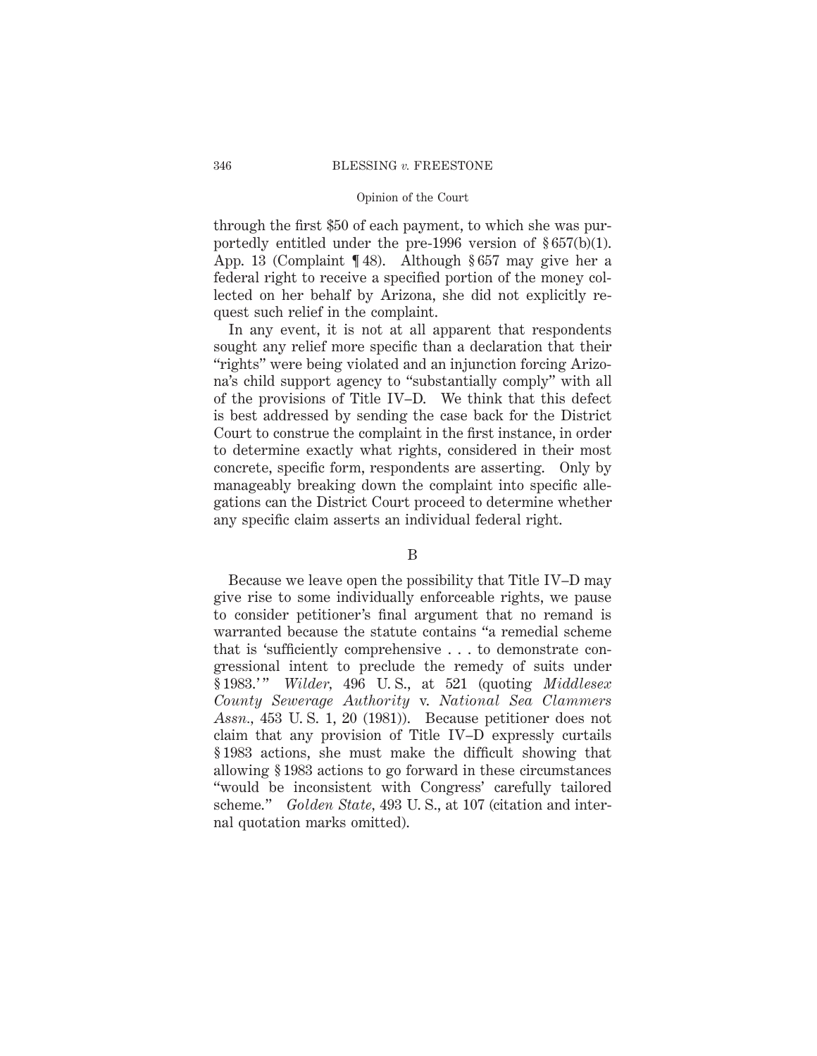through the first $50 of each payment, to which she was purportedly entitled under the pre-1996 version of § 657(b)(1). App. 13 (Complaint ¶ 48). Although § 657 may give her a federal right to receive a specified portion of the money collected on her behalf by Arizona, she did not explicitly request such relief in the complaint.

In any event, it is not at all apparent that respondents sought any relief more specific than a declaration that their "rights" were being violated and an injunction forcing Arizona's child support agency to "substantially comply" with all of the provisions of Title IV–D. We think that this defect is best addressed by sending the case back for the District Court to construe the complaint in the first instance, in order to determine exactly what rights, considered in their most concrete, specific form, respondents are asserting. Only by manageably breaking down the complaint into specific allegations can the District Court proceed to determine whether any specific claim asserts an individual federal right.

B

Because we leave open the possibility that Title IV–D may give rise to some individually enforceable rights, we pause to consider petitioner's final argument that no remand is warranted because the statute contains "a remedial scheme that is 'sufficiently comprehensive . . . to demonstrate congressional intent to preclude the remedy of suits under § 1983.'" *Wilder*, 496 U. S., at 521 (quoting *Middlesex County Sewerage Authority* v. *National Sea Clammers Assn.*, 453 U. S. 1, 20 (1981)). Because petitioner does not claim that any provision of Title IV–D expressly curtails § 1983 actions, she must make the difficult showing that allowing § 1983 actions to go forward in these circumstances "would be inconsistent with Congress' carefully tailored scheme." *Golden State*, 493 U. S., at 107 (citation and internal quotation marks omitted).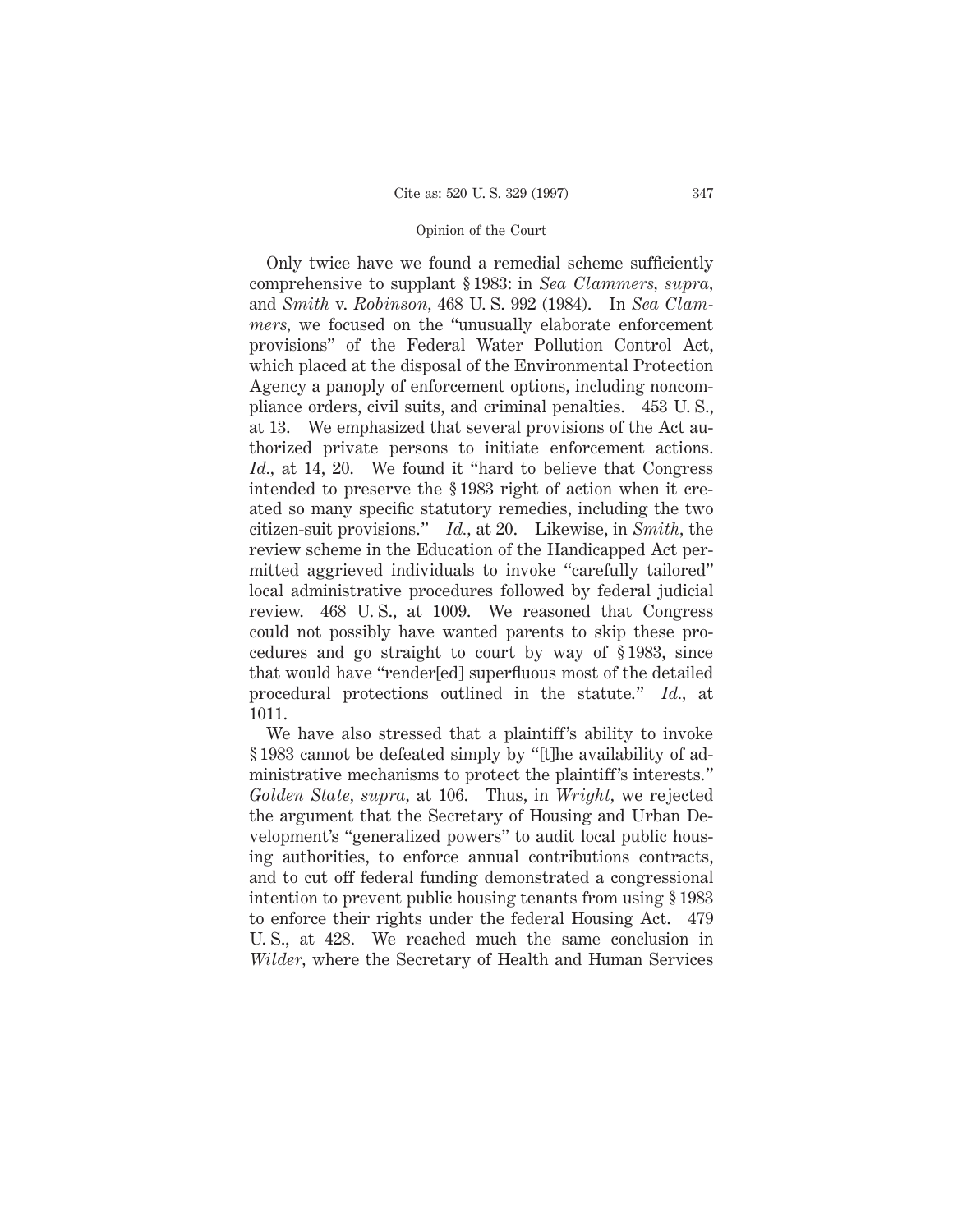Only twice have we found a remedial scheme sufficiently comprehensive to supplant § 1983: in *Sea Clammers, supra*, and *Smith* v. *Robinson*, 468 U. S. 992 (1984). In *Sea Clammers*, we focused on the "unusually elaborate enforcement provisions" of the Federal Water Pollution Control Act, which placed at the disposal of the Environmental Protection Agency a panoply of enforcement options, including noncompliance orders, civil suits, and criminal penalties. 453 U. S., at 13. We emphasized that several provisions of the Act authorized private persons to initiate enforcement actions. *Id.*, at 14, 20. We found it "hard to believe that Congress intended to preserve the § 1983 right of action when it created so many specific statutory remedies, including the two citizen-suit provisions." *Id.*, at 20. Likewise, in *Smith*, the review scheme in the Education of the Handicapped Act permitted aggrieved individuals to invoke "carefully tailored" local administrative procedures followed by federal judicial review. 468 U. S., at 1009. We reasoned that Congress could not possibly have wanted parents to skip these procedures and go straight to court by way of § 1983, since that would have "render[ed] superfluous most of the detailed procedural protections outlined in the statute." *Id.*, at 1011.

We have also stressed that a plaintiff's ability to invoke § 1983 cannot be defeated simply by "[t]he availability of administrative mechanisms to protect the plaintiff's interests." *Golden State, supra*, at 106. Thus, in *Wright*, we rejected the argument that the Secretary of Housing and Urban Development's "generalized powers" to audit local public housing authorities, to enforce annual contributions contracts, and to cut off federal funding demonstrated a congressional intention to prevent public housing tenants from using § 1983 to enforce their rights under the federal Housing Act. 479 U. S., at 428. We reached much the same conclusion in *Wilder*, where the Secretary of Health and Human Services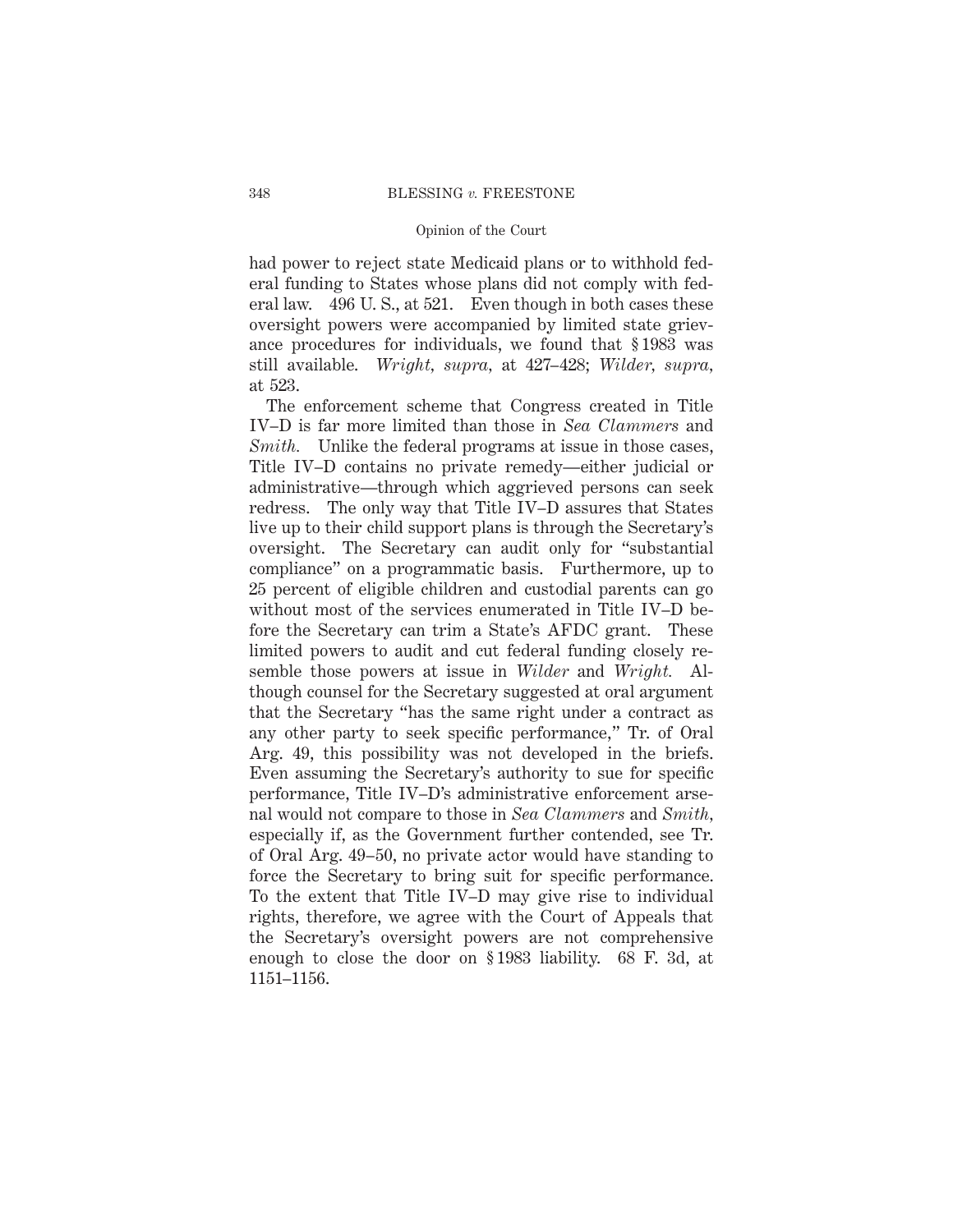had power to reject state Medicaid plans or to withhold federal funding to States whose plans did not comply with federal law. 496 U. S., at 521. Even though in both cases these oversight powers were accompanied by limited state grievance procedures for individuals, we found that § 1983 was still available. *Wright, supra,* at 427–428; *Wilder, supra,* at 523.

The enforcement scheme that Congress created in Title IV–D is far more limited than those in *Sea Clammers* and *Smith.* Unlike the federal programs at issue in those cases, Title IV–D contains no private remedy—either judicial or administrative—through which aggrieved persons can seek redress. The only way that Title IV–D assures that States live up to their child support plans is through the Secretary's oversight. The Secretary can audit only for "substantial compliance" on a programmatic basis. Furthermore, up to 25 percent of eligible children and custodial parents can go without most of the services enumerated in Title IV–D before the Secretary can trim a State's AFDC grant. These limited powers to audit and cut federal funding closely resemble those powers at issue in *Wilder* and *Wright.* Although counsel for the Secretary suggested at oral argument that the Secretary "has the same right under a contract as any other party to seek specific performance," Tr. of Oral Arg. 49, this possibility was not developed in the briefs. Even assuming the Secretary's authority to sue for specific performance, Title IV–D's administrative enforcement arsenal would not compare to those in *Sea Clammers* and *Smith,* especially if, as the Government further contended, see Tr. of Oral Arg. 49–50, no private actor would have standing to force the Secretary to bring suit for specific performance. To the extent that Title IV–D may give rise to individual rights, therefore, we agree with the Court of Appeals that the Secretary's oversight powers are not comprehensive enough to close the door on § 1983 liability. 68 F. 3d, at 1151–1156.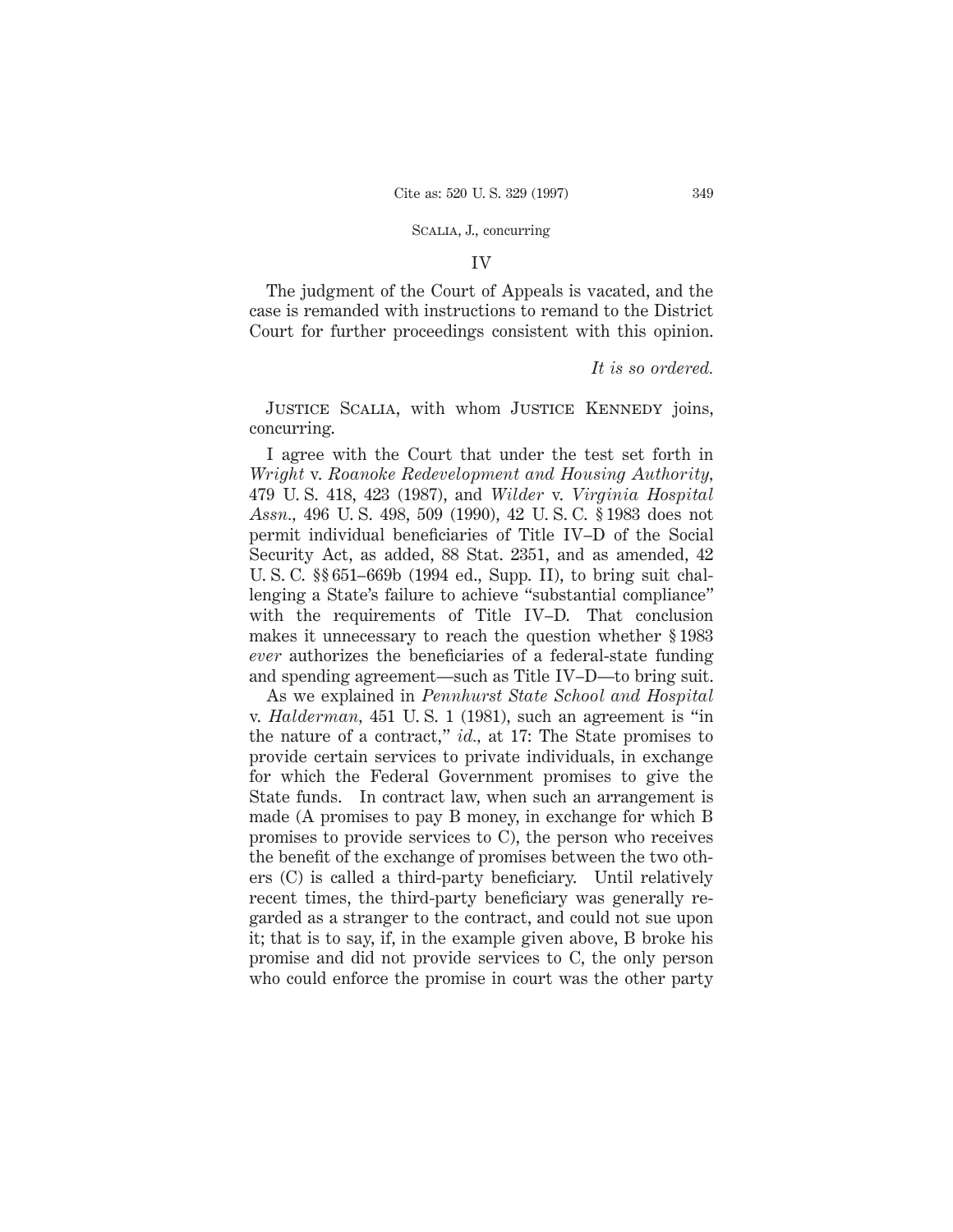## IV

The judgment of the Court of Appeals is vacated, and the case is remanded with instructions to remand to the District Court for further proceedings consistent with this opinion.

*It is so ordered.*

JUSTICE SCALIA, with whom JUSTICE KENNEDY joins, concurring.

I agree with the Court that under the test set forth in *Wright* v. *Roanoke Redevelopment and Housing Authority,* 479 U. S. 418, 423 (1987), and *Wilder* v. *Virginia Hospital Assn.,* 496 U. S. 498, 509 (1990), 42 U. S. C. § 1983 does not permit individual beneficiaries of Title IV–D of the Social Security Act, as added, 88 Stat. 2351, and as amended, 42 U. S. C. §§ 651–669b (1994 ed., Supp. II), to bring suit challenging a State's failure to achieve "substantial compliance" with the requirements of Title IV–D. That conclusion makes it unnecessary to reach the question whether § 1983 *ever* authorizes the beneficiaries of a federal-state funding and spending agreement—such as Title IV–D—to bring suit.

As we explained in *Pennhurst State School and Hospital* v. *Halderman,* 451 U. S. 1 (1981), such an agreement is "in the nature of a contract," *id.,* at 17: The State promises to provide certain services to private individuals, in exchange for which the Federal Government promises to give the State funds. In contract law, when such an arrangement is made (A promises to pay B money, in exchange for which B promises to provide services to C), the person who receives the benefit of the exchange of promises between the two others (C) is called a third-party beneficiary. Until relatively recent times, the third-party beneficiary was generally regarded as a stranger to the contract, and could not sue upon it; that is to say, if, in the example given above, B broke his promise and did not provide services to C, the only person who could enforce the promise in court was the other party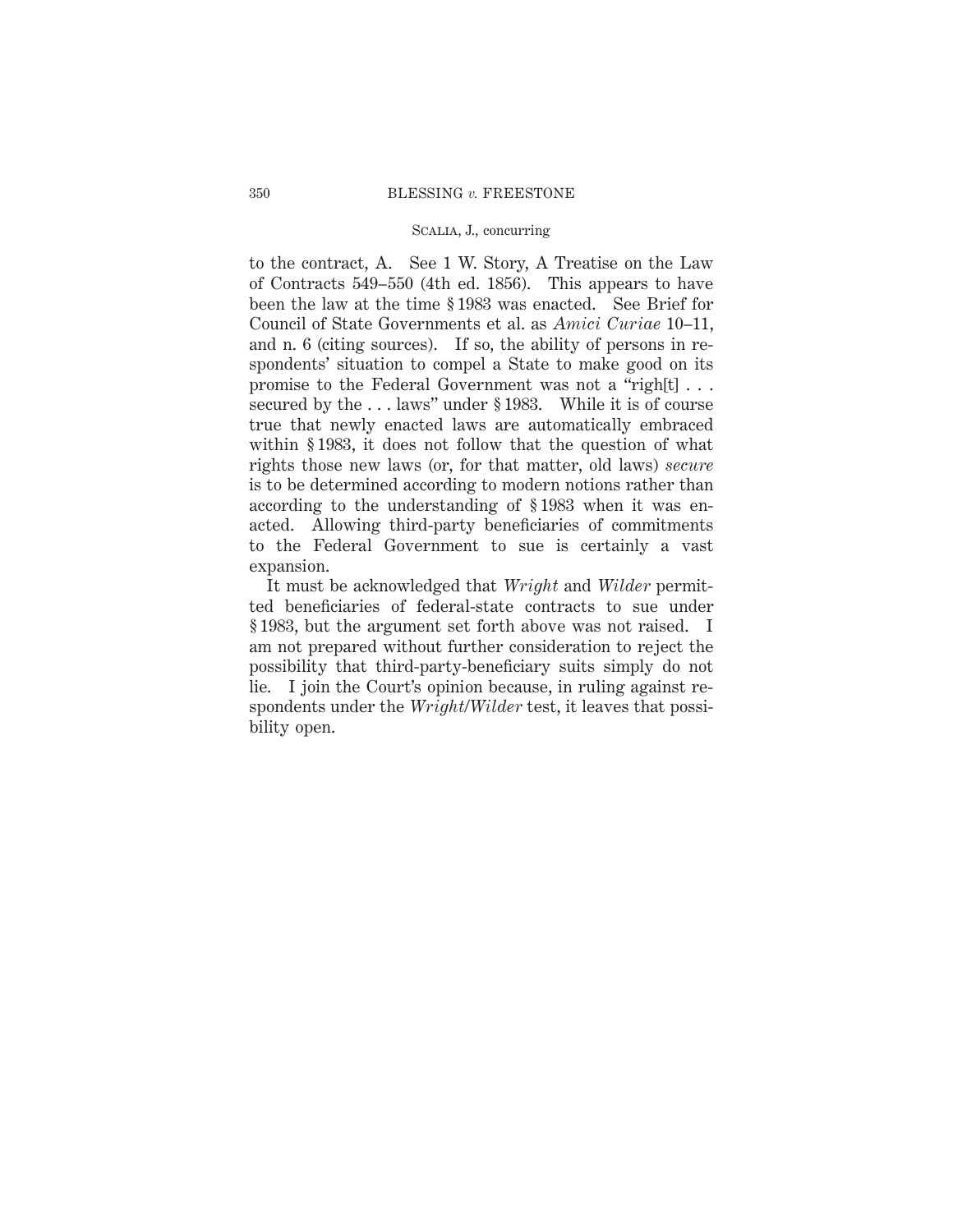to the contract, A. See 1 W. Story, A Treatise on the Law of Contracts 549–550 (4th ed. 1856). This appears to have been the law at the time § 1983 was enacted. See Brief for Council of State Governments et al. as *Amici Curiae* 10–11, and n. 6 (citing sources). If so, the ability of persons in respondents' situation to compel a State to make good on its promise to the Federal Government was not a "righ[t] . . . secured by the . . . laws" under § 1983. While it is of course true that newly enacted laws are automatically embraced within § 1983, it does not follow that the question of what rights those new laws (or, for that matter, old laws) *secure* is to be determined according to modern notions rather than according to the understanding of § 1983 when it was enacted. Allowing third-party beneficiaries of commitments to the Federal Government to sue is certainly a vast expansion.

It must be acknowledged that *Wright* and *Wilder* permitted beneficiaries of federal-state contracts to sue under § 1983, but the argument set forth above was not raised. I am not prepared without further consideration to reject the possibility that third-party-beneficiary suits simply do not lie. I join the Court's opinion because, in ruling against respondents under the *Wright/Wilder* test, it leaves that possibility open.